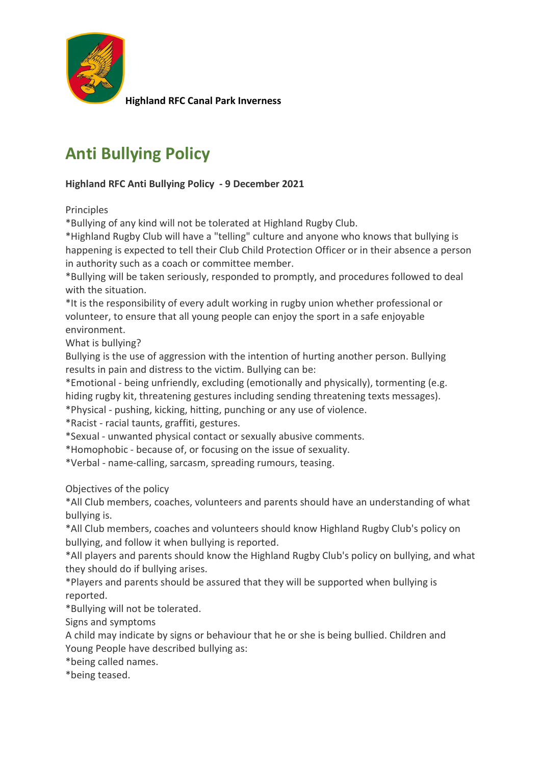**Highland RFC Canal Park Inverness**

# Anti Bullying Policy

**Highland RFC Anti Bullying Policy - 9 December 2021**

Principles

*Bullying of any kind will not be tolerated at Highland Rugby Club.

*Highland Rugby Club will have a "telling" culture and anyone who knows that bullying is happening is expected to tell their Club Child Protection Officer or in their absence a person in authority such as a coach or committee member.

*Bullying will be taken seriously, responded to promptly, and procedures followed to deal with the situation.

*It is the responsibility of every adult working in rugby union whether professional or volunteer, to ensure that all young people can enjoy the sport in a safe enjoyable environment.

What is bullying?

Bullying is the use of aggression with the intention of hurting another person. Bullying results in pain and distress to the victim. Bullying can be:

*Emotional - being unfriendly, excluding (emotionally and physically), tormenting (e.g. hiding rugby kit, threatening gestures including sending threatening texts messages).

*Physical - pushing, kicking, hitting, punching or any use of violence.

*Racist - racial taunts, graffiti, gestures.

*Sexual - unwanted physical contact or sexually abusive comments.

*Homophobic - because of, or focusing on the issue of sexuality.

*Verbal - name-calling, sarcasm, spreading rumours, teasing.

Objectives of the policy

*All Club members, coaches, volunteers and parents should have an understanding of what bullying is.

*All Club members, coaches and volunteers should know Highland Rugby Club's policy on bullying, and follow it when bullying is reported.

*All players and parents should know the Highland Rugby Club's policy on bullying, and what they should do if bullying arises.

*Players and parents should be assured that they will be supported when bullying is reported.

*Bullying will not be tolerated.

Signs and symptoms

A child may indicate by signs or behaviour that he or she is being bullied. Children and Young People have described bullying as:

*being called names.

*being teased.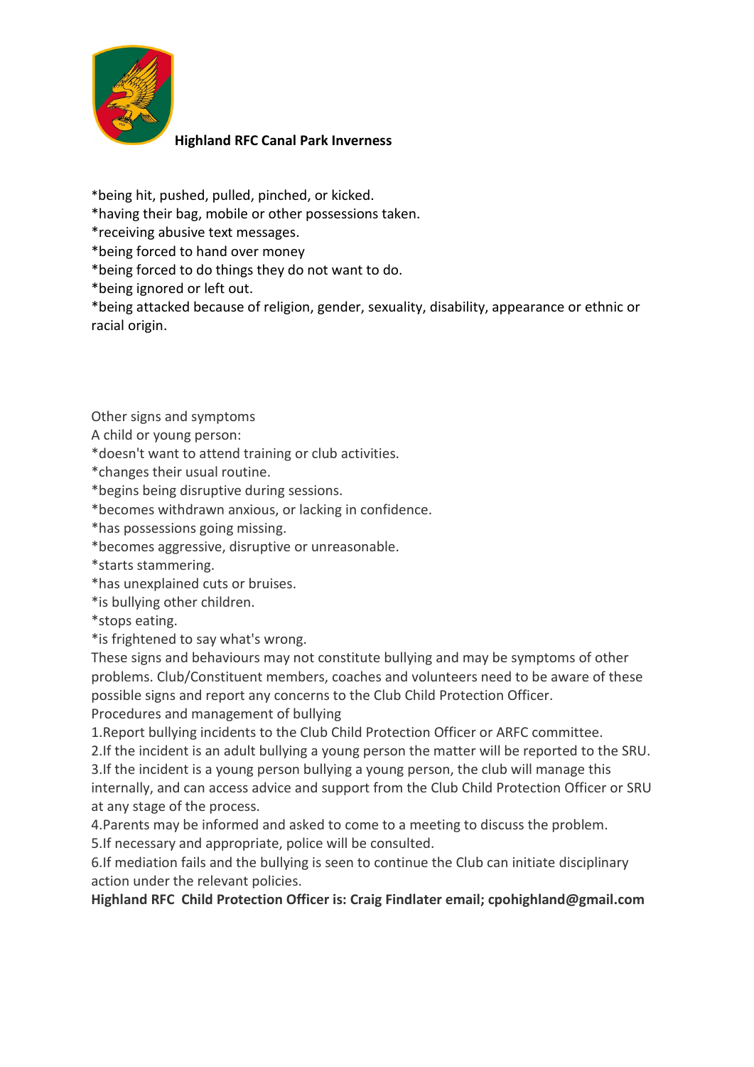**Highland RFC Canal Park Inverness**

*being hit, pushed, pulled, pinched, or kicked.
*having their bag, mobile or other possessions taken.
*receiving abusive text messages.
*being forced to hand over money
*being forced to do things they do not want to do.
*being ignored or left out.
*being attacked because of religion, gender, sexuality, disability, appearance or ethnic or racial origin.

Other signs and symptoms
A child or young person:
*doesn't want to attend training or club activities.
*changes their usual routine.
*begins being disruptive during sessions.
*becomes withdrawn anxious, or lacking in confidence.
*has possessions going missing.
*becomes aggressive, disruptive or unreasonable.
*starts stammering.
*has unexplained cuts or bruises.
*is bullying other children.
*stops eating.
*is frightened to say what's wrong.
These signs and behaviours may not constitute bullying and may be symptoms of other problems. Club/Constituent members, coaches and volunteers need to be aware of these possible signs and report any concerns to the Club Child Protection Officer.
Procedures and management of bullying
1.Report bullying incidents to the Club Child Protection Officer or ARFC committee.
2.If the incident is an adult bullying a young person the matter will be reported to the SRU.
3.If the incident is a young person bullying a young person, the club will manage this internally, and can access advice and support from the Club Child Protection Officer or SRU at any stage of the process.
4.Parents may be informed and asked to come to a meeting to discuss the problem.
5.If necessary and appropriate, police will be consulted.
6.If mediation fails and the bullying is seen to continue the Club can initiate disciplinary action under the relevant policies.
**Highland RFC Child Protection Officer is: Craig Findlater email; cpohighland@gmail.com**